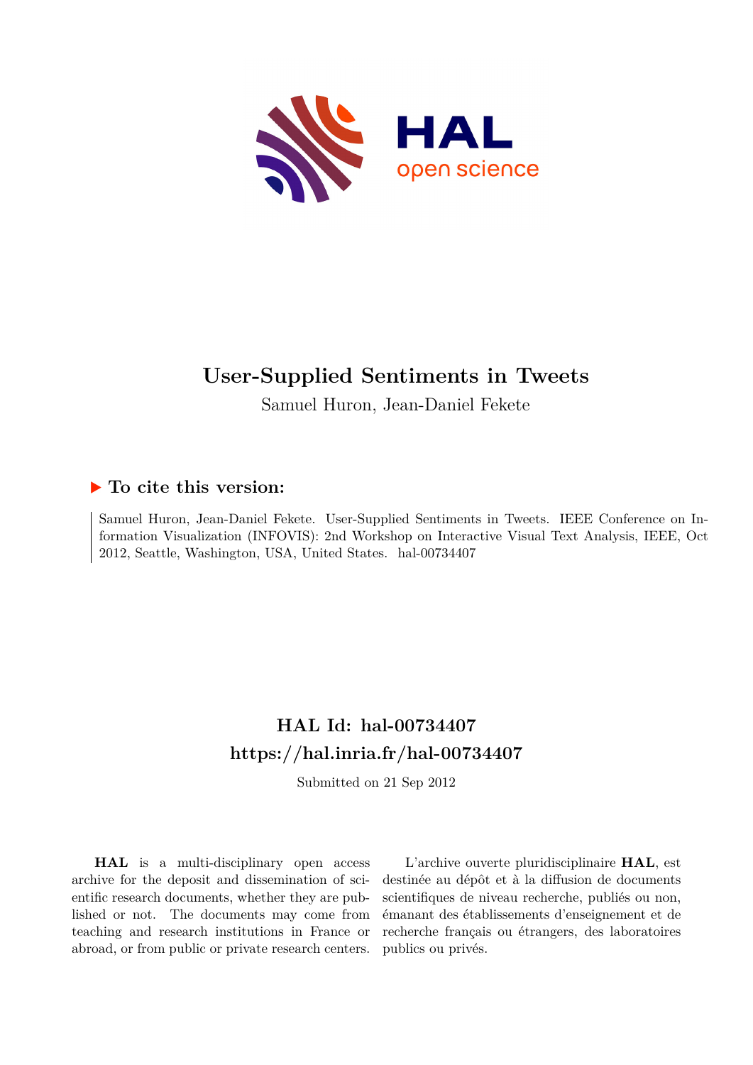# User-Supplied Sentiments in Tweets

Samuel Huron, Jean-Daniel Fekete

## ▶ To cite this version:

Samuel Huron, Jean-Daniel Fekete. User-Supplied Sentiments in Tweets. IEEE Conference on Information Visualization (INFOVIS): 2nd Workshop on Interactive Visual Text Analysis, IEEE, Oct 2012, Seattle, Washington, USA, United States. hal-00734407

## HAL Id: hal-00734407
## https://hal.inria.fr/hal-00734407

Submitted on 21 Sep 2012

**HAL** is a multi-disciplinary open access archive for the deposit and dissemination of scientific research documents, whether they are published or not. The documents may come from teaching and research institutions in France or abroad, or from public or private research centers.

L'archive ouverte pluridisciplinaire **HAL**, est destinée au dépôt et à la diffusion de documents scientifiques de niveau recherche, publiés ou non, émanant des établissements d'enseignement et de recherche français ou étrangers, des laboratoires publics ou privés.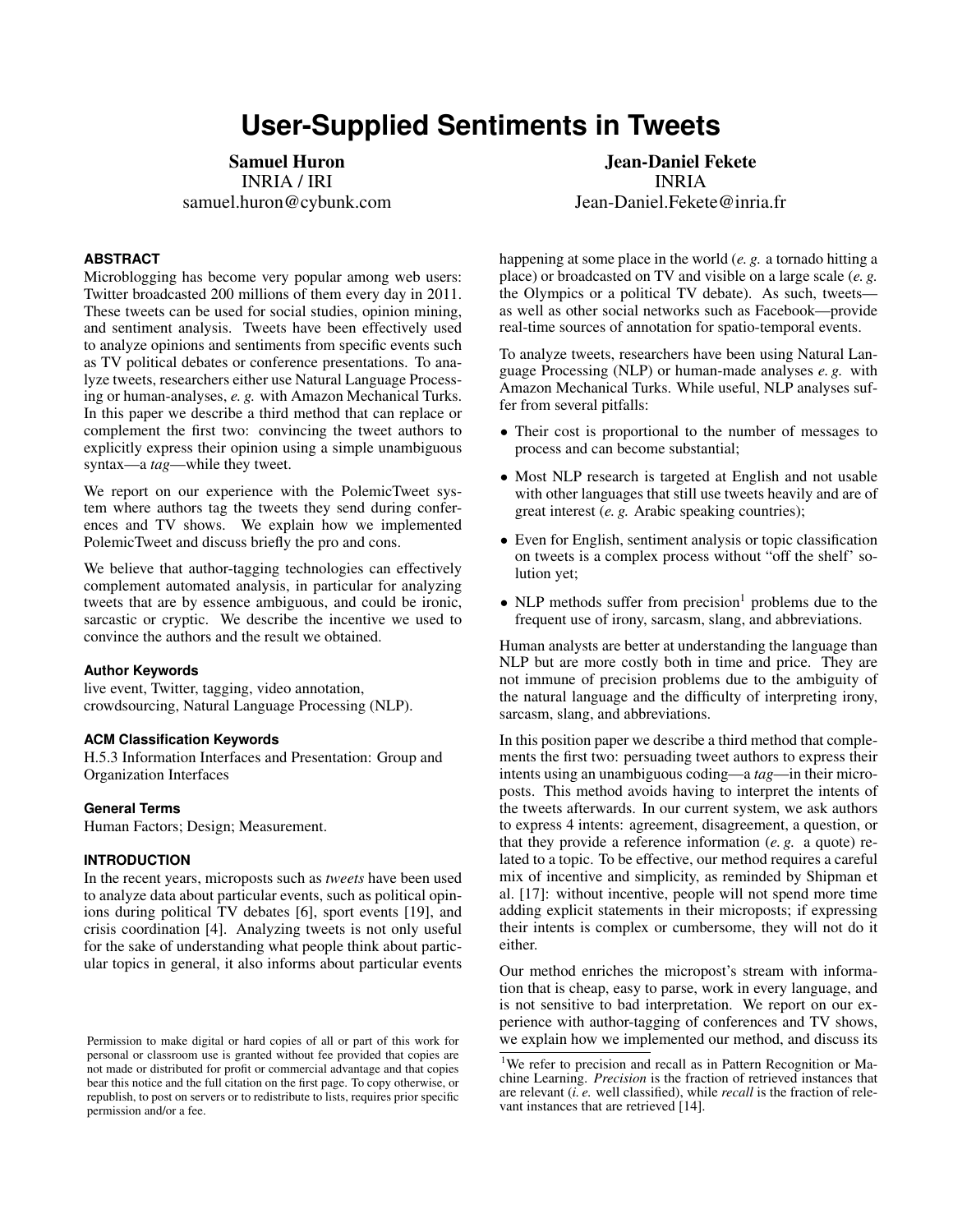# User-Supplied Sentiments in Tweets

**Samuel Huron**
INRIA / IRI
samuel.huron@cybunk.com

**Jean-Daniel Fekete**
INRIA
Jean-Daniel.Fekete@inria.fr

### ABSTRACT

Microblogging has become very popular among web users: Twitter broadcasted 200 millions of them every day in 2011. These tweets can be used for social studies, opinion mining, and sentiment analysis. Tweets have been effectively used to analyze opinions and sentiments from specific events such as TV political debates or conference presentations. To analyze tweets, researchers either use Natural Language Processing or human-analyses, *e. g.* with Amazon Mechanical Turks. In this paper we describe a third method that can replace or complement the first two: convincing the tweet authors to explicitly express their opinion using a simple unambiguous syntax—a *tag*—while they tweet.

We report on our experience with the PolemicTweet system where authors tag the tweets they send during conferences and TV shows. We explain how we implemented PolemicTweet and discuss briefly the pro and cons.

We believe that author-tagging technologies can effectively complement automated analysis, in particular for analyzing tweets that are by essence ambiguous, and could be ironic, sarcastic or cryptic. We describe the incentive we used to convince the authors and the result we obtained.

#### Author Keywords

live event, Twitter, tagging, video annotation, crowdsourcing, Natural Language Processing (NLP).

#### ACM Classification Keywords

H.5.3 Information Interfaces and Presentation: Group and Organization Interfaces

#### General Terms

Human Factors; Design; Measurement.

### INTRODUCTION

In the recent years, microposts such as *tweets* have been used to analyze data about particular events, such as political opinions during political TV debates [6], sport events [19], and crisis coordination [4]. Analyzing tweets is not only useful for the sake of understanding what people think about particular topics in general, it also informs about particular events happening at some place in the world (*e. g.* a tornado hitting a place) or broadcasted on TV and visible on a large scale (*e. g.* the Olympics or a political TV debate). As such, tweets—as well as other social networks such as Facebook—provide real-time sources of annotation for spatio-temporal events.

To analyze tweets, researchers have been using Natural Language Processing (NLP) or human-made analyses *e. g.* with Amazon Mechanical Turks. While useful, NLP analyses suffer from several pitfalls:

- Their cost is proportional to the number of messages to process and can become substantial;
- Most NLP research is targeted at English and not usable with other languages that still use tweets heavily and are of great interest (*e. g.* Arabic speaking countries);
- Even for English, sentiment analysis or topic classification on tweets is a complex process without "off the shelf" solution yet;
- NLP methods suffer from precision[1] problems due to the frequent use of irony, sarcasm, slang, and abbreviations.

Human analysts are better at understanding the language than NLP but are more costly both in time and price. They are not immune of precision problems due to the ambiguity of the natural language and the difficulty of interpreting irony, sarcasm, slang, and abbreviations.

In this position paper we describe a third method that complements the first two: persuading tweet authors to express their intents using an unambiguous coding—a *tag*—in their microposts. This method avoids having to interpret the intents of the tweets afterwards. In our current system, we ask authors to express 4 intents: agreement, disagreement, a question, or that they provide a reference information (*e. g.* a quote) related to a topic. To be effective, our method requires a careful mix of incentive and simplicity, as reminded by Shipman et al. [17]: without incentive, people will not spend more time adding explicit statements in their microposts; if expressing their intents is complex or cumbersome, they will not do it either.

Our method enriches the micropost's stream with information that is cheap, easy to parse, work in every language, and is not sensitive to bad interpretation. We report on our experience with author-tagging of conferences and TV shows, we explain how we implemented our method, and discuss its

Permission to make digital or hard copies of all or part of this work for personal or classroom use is granted without fee provided that copies are not made or distributed for profit or commercial advantage and that copies bear this notice and the full citation on the first page. To copy otherwise, or republish, to post on servers or to redistribute to lists, requires prior specific permission and/or a fee.

[1] We refer to precision and recall as in Pattern Recognition or Machine Learning. *Precision* is the fraction of retrieved instances that are relevant (*i. e.* well classified), while *recall* is the fraction of relevant instances that are retrieved [14].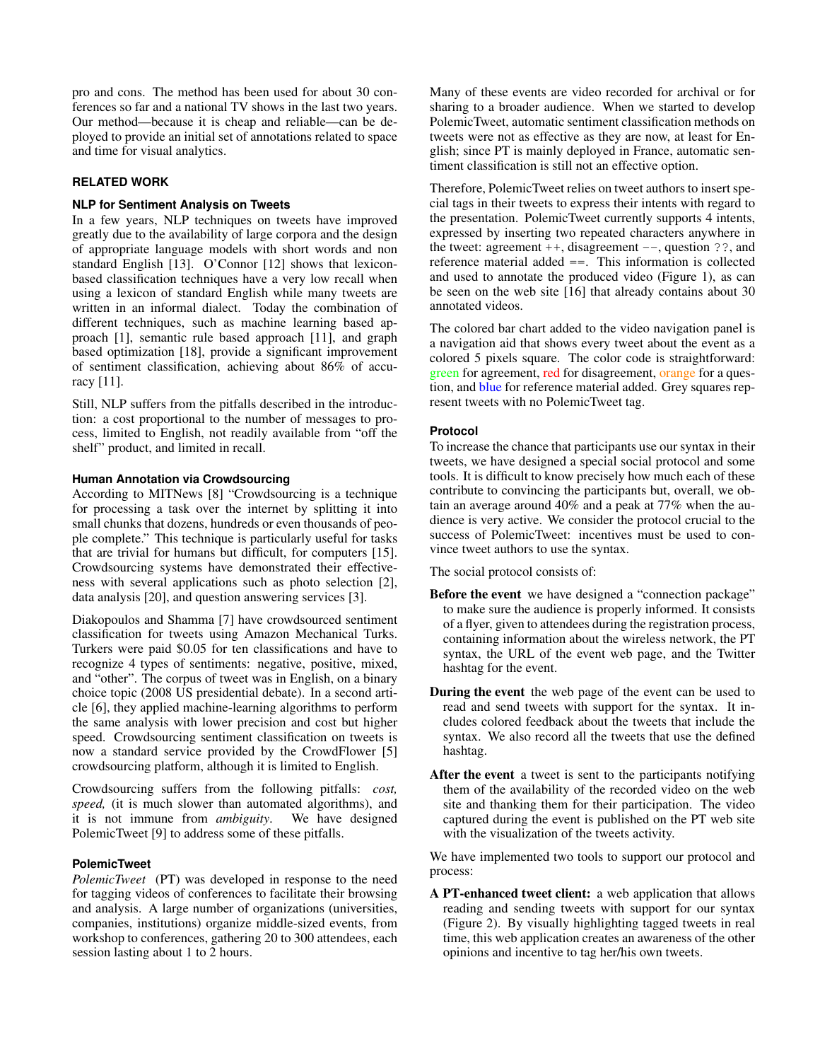pro and cons. The method has been used for about 30 conferences so far and a national TV shows in the last two years. Our method—because it is cheap and reliable—can be deployed to provide an initial set of annotations related to space and time for visual analytics.

## RELATED WORK

### NLP for Sentiment Analysis on Tweets

In a few years, NLP techniques on tweets have improved greatly due to the availability of large corpora and the design of appropriate language models with short words and non standard English [13]. O'Connor [12] shows that lexicon-based classification techniques have a very low recall when using a lexicon of standard English while many tweets are written in an informal dialect. Today the combination of different techniques, such as machine learning based approach [1], semantic rule based approach [11], and graph based optimization [18], provide a significant improvement of sentiment classification, achieving about 86% of accuracy [11].

Still, NLP suffers from the pitfalls described in the introduction: a cost proportional to the number of messages to process, limited to English, not readily available from "off the shelf" product, and limited in recall.

### Human Annotation via Crowdsourcing

According to MITNews [8] "Crowdsourcing is a technique for processing a task over the internet by splitting it into small chunks that dozens, hundreds or even thousands of people complete." This technique is particularly useful for tasks that are trivial for humans but difficult, for computers [15]. Crowdsourcing systems have demonstrated their effectiveness with several applications such as photo selection [2], data analysis [20], and question answering services [3].

Diakopoulos and Shamma [7] have crowdsourced sentiment classification for tweets using Amazon Mechanical Turks. Turkers were paid $0.05 for ten classifications and have to recognize 4 types of sentiments: negative, positive, mixed, and "other". The corpus of tweet was in English, on a binary choice topic (2008 US presidential debate). In a second article [6], they applied machine-learning algorithms to perform the same analysis with lower precision and cost but higher speed. Crowdsourcing sentiment classification on tweets is now a standard service provided by the CrowdFlower [5] crowdsourcing platform, although it is limited to English.

Crowdsourcing suffers from the following pitfalls: *cost, speed,* (it is much slower than automated algorithms), and it is not immune from *ambiguity*. We have designed PolemicTweet [9] to address some of these pitfalls.

### PolemicTweet

*PolemicTweet* (PT) was developed in response to the need for tagging videos of conferences to facilitate their browsing and analysis. A large number of organizations (universities, companies, institutions) organize middle-sized events, from workshop to conferences, gathering 20 to 300 attendees, each session lasting about 1 to 2 hours.

Many of these events are video recorded for archival or for sharing to a broader audience. When we started to develop PolemicTweet, automatic sentiment classification methods on tweets were not as effective as they are now, at least for English; since PT is mainly deployed in France, automatic sentiment classification is still not an effective option.

Therefore, PolemicTweet relies on tweet authors to insert special tags in their tweets to express their intents with regard to the presentation. PolemicTweet currently supports 4 intents, expressed by inserting two repeated characters anywhere in the tweet: agreement `++`, disagreement `--`, question `??`, and reference material added `==`. This information is collected and used to annotate the produced video (Figure 1), as can be seen on the web site [16] that already contains about 30 annotated videos.

The colored bar chart added to the video navigation panel is a navigation aid that shows every tweet about the event as a colored 5 pixels square. The color code is straightforward: green for agreement, red for disagreement, orange for a question, and blue for reference material added. Grey squares represent tweets with no PolemicTweet tag.

### Protocol

To increase the chance that participants use our syntax in their tweets, we have designed a special social protocol and some tools. It is difficult to know precisely how much each of these contribute to convincing the participants but, overall, we obtain an average around 40% and a peak at 77% when the audience is very active. We consider the protocol crucial to the success of PolemicTweet: incentives must be used to convince tweet authors to use the syntax.

The social protocol consists of:

**Before the event** we have designed a "connection package" to make sure the audience is properly informed. It consists of a flyer, given to attendees during the registration process, containing information about the wireless network, the PT syntax, the URL of the event web page, and the Twitter hashtag for the event.

**During the event** the web page of the event can be used to read and send tweets with support for the syntax. It includes colored feedback about the tweets that include the syntax. We also record all the tweets that use the defined hashtag.

**After the event** a tweet is sent to the participants notifying them of the availability of the recorded video on the web site and thanking them for their participation. The video captured during the event is published on the PT web site with the visualization of the tweets activity.

We have implemented two tools to support our protocol and process:

**A PT-enhanced tweet client:** a web application that allows reading and sending tweets with support for our syntax (Figure 2). By visually highlighting tagged tweets in real time, this web application creates an awareness of the other opinions and incentive to tag her/his own tweets.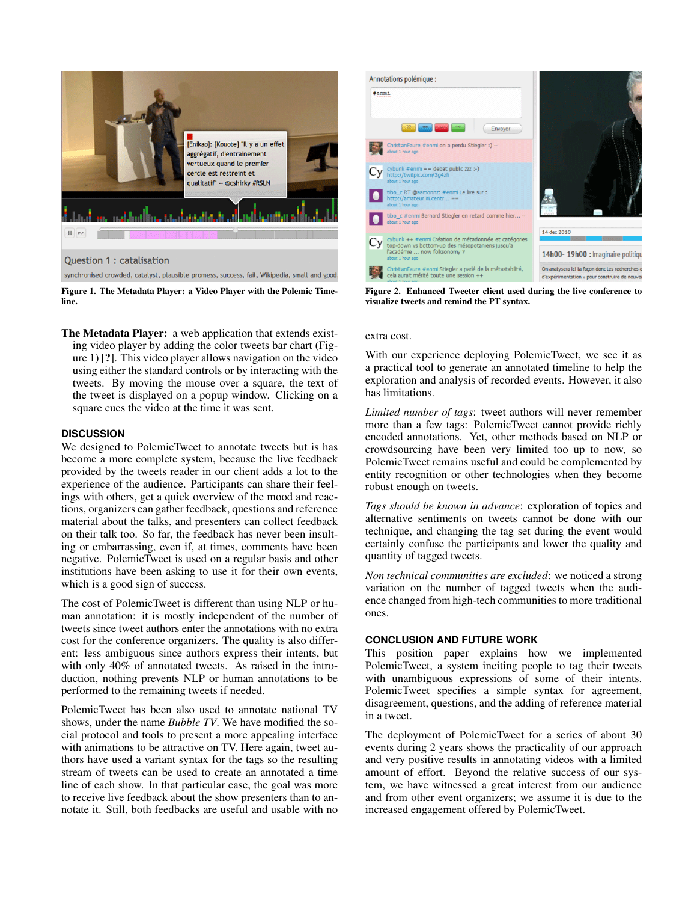Figure 1. The Metadata Player: a Video Player with the Polemic Timeline.

Figure 2. Enhanced Tweeter client used during the live conference to visualize tweets and remind the PT syntax.

**The Metadata Player:** a web application that extends existing video player by adding the color tweets bar chart (Figure 1) [?]. This video player allows navigation on the video using either the standard controls or by interacting with the tweets. By moving the mouse over a square, the text of the tweet is displayed on a popup window. Clicking on a square cues the video at the time it was sent.

## DISCUSSION

We designed to PolemicTweet to annotate tweets but is has become a more complete system, because the live feedback provided by the tweets reader in our client adds a lot to the experience of the audience. Participants can share their feelings with others, get a quick overview of the mood and reactions, organizers can gather feedback, questions and reference material about the talks, and presenters can collect feedback on their talk too. So far, the feedback has never been insulting or embarrassing, even if, at times, comments have been negative. PolemicTweet is used on a regular basis and other institutions have been asking to use it for their own events, which is a good sign of success.

The cost of PolemicTweet is different than using NLP or human annotation: it is mostly independent of the number of tweets since tweet authors enter the annotations with no extra cost for the conference organizers. The quality is also different: less ambiguous since authors express their intents, but with only 40% of annotated tweets. As raised in the introduction, nothing prevents NLP or human annotations to be performed to the remaining tweets if needed.

PolemicTweet has been also used to annotate national TV shows, under the name *Bubble TV*. We have modified the social protocol and tools to present a more appealing interface with animations to be attractive on TV. Here again, tweet authors have used a variant syntax for the tags so the resulting stream of tweets can be used to create an annotated a time line of each show. In that particular case, the goal was more to receive live feedback about the show presenters than to annotate it. Still, both feedbacks are useful and usable with no extra cost.

With our experience deploying PolemicTweet, we see it as a practical tool to generate an annotated timeline to help the exploration and analysis of recorded events. However, it also has limitations.

*Limited number of tags*: tweet authors will never remember more than a few tags: PolemicTweet cannot provide richly encoded annotations. Yet, other methods based on NLP or crowdsourcing have been very limited too up to now, so PolemicTweet remains useful and could be complemented by entity recognition or other technologies when they become robust enough on tweets.

*Tags should be known in advance*: exploration of topics and alternative sentiments on tweets cannot be done with our technique, and changing the tag set during the event would certainly confuse the participants and lower the quality and quantity of tagged tweets.

*Non technical communities are excluded*: we noticed a strong variation on the number of tagged tweets when the audience changed from high-tech communities to more traditional ones.

## CONCLUSION AND FUTURE WORK

This position paper explains how we implemented PolemicTweet, a system inciting people to tag their tweets with unambiguous expressions of some of their intents. PolemicTweet specifies a simple syntax for agreement, disagreement, questions, and the adding of reference material in a tweet.

The deployment of PolemicTweet for a series of about 30 events during 2 years shows the practicality of our approach and very positive results in annotating videos with a limited amount of effort. Beyond the relative success of our system, we have witnessed a great interest from our audience and from other event organizers; we assume it is due to the increased engagement offered by PolemicTweet.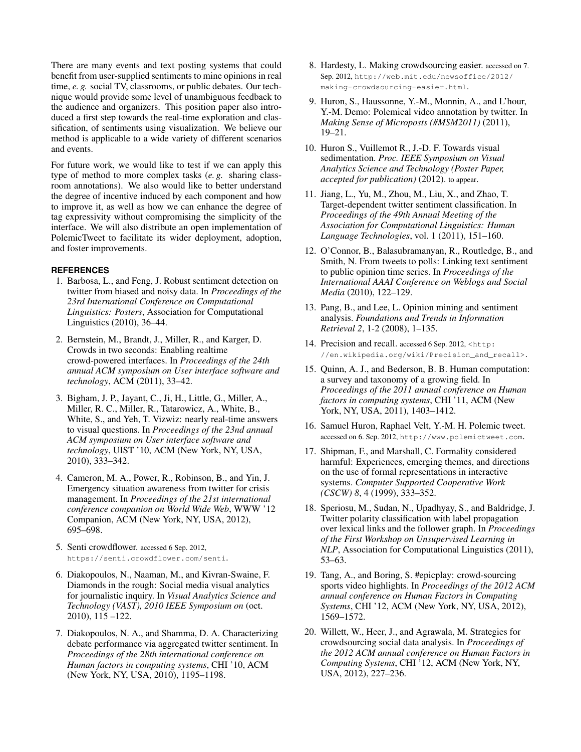There are many events and text posting systems that could benefit from user-supplied sentiments to mine opinions in real time, *e. g.* social TV, classrooms, or public debates. Our technique would provide some level of unambiguous feedback to the audience and organizers. This position paper also introduced a first step towards the real-time exploration and classification, of sentiments using visualization. We believe our method is applicable to a wide variety of different scenarios and events.

For future work, we would like to test if we can apply this type of method to more complex tasks (*e. g.* sharing classroom annotations). We also would like to better understand the degree of incentive induced by each component and how to improve it, as well as how we can enhance the degree of tag expressivity without compromising the simplicity of the interface. We will also distribute an open implementation of PolemicTweet to facilitate its wider deployment, adoption, and foster improvements.

## REFERENCES

1. Barbosa, L., and Feng, J. Robust sentiment detection on twitter from biased and noisy data. In *Proceedings of the 23rd International Conference on Computational Linguistics: Posters*, Association for Computational Linguistics (2010), 36–44.
2. Bernstein, M., Brandt, J., Miller, R., and Karger, D. Crowds in two seconds: Enabling realtime crowd-powered interfaces. In *Proceedings of the 24th annual ACM symposium on User interface software and technology*, ACM (2011), 33–42.
3. Bigham, J. P., Jayant, C., Ji, H., Little, G., Miller, A., Miller, R. C., Miller, R., Tatarowicz, A., White, B., White, S., and Yeh, T. Vizwiz: nearly real-time answers to visual questions. In *Proceedings of the 23nd annual ACM symposium on User interface software and technology*, UIST '10, ACM (New York, NY, USA, 2010), 333–342.
4. Cameron, M. A., Power, R., Robinson, B., and Yin, J. Emergency situation awareness from twitter for crisis management. In *Proceedings of the 21st international conference companion on World Wide Web*, WWW '12 Companion, ACM (New York, NY, USA, 2012), 695–698.
5. Senti crowdflower. accessed 6 Sep. 2012, https://senti.crowdflower.com/senti.
6. Diakopoulos, N., Naaman, M., and Kivran-Swaine, F. Diamonds in the rough: Social media visual analytics for journalistic inquiry. In *Visual Analytics Science and Technology (VAST), 2010 IEEE Symposium on* (oct. 2010), 115 –122.
7. Diakopoulos, N. A., and Shamma, D. A. Characterizing debate performance via aggregated twitter sentiment. In *Proceedings of the 28th international conference on Human factors in computing systems*, CHI '10, ACM (New York, NY, USA, 2010), 1195–1198.
8. Hardesty, L. Making crowdsourcing easier. accessed on 7. Sep. 2012, http://web.mit.edu/newsoffice/2012/making-crowdsourcing-easier.html.
9. Huron, S., Haussonne, Y.-M., Monnin, A., and L'hour, Y.-M. Demo: Polemical video annotation by twitter. In *Making Sense of Microposts (#MSM2011)* (2011), 19–21.
10. Huron S., Vuillemot R., J.-D. F. Towards visual sedimentation. *Proc. IEEE Symposium on Visual Analytics Science and Technology (Poster Paper, accepted for publication)* (2012). to appear.
11. Jiang, L., Yu, M., Zhou, M., Liu, X., and Zhao, T. Target-dependent twitter sentiment classification. In *Proceedings of the 49th Annual Meeting of the Association for Computational Linguistics: Human Language Technologies*, vol. 1 (2011), 151–160.
12. O'Connor, B., Balasubramanyan, R., Routledge, B., and Smith, N. From tweets to polls: Linking text sentiment to public opinion time series. In *Proceedings of the International AAAI Conference on Weblogs and Social Media* (2010), 122–129.
13. Pang, B., and Lee, L. Opinion mining and sentiment analysis. *Foundations and Trends in Information Retrieval 2*, 1-2 (2008), 1–135.
14. Precision and recall. accessed 6 Sep. 2012, <http://en.wikipedia.org/wiki/Precision_and_recall>.
15. Quinn, A. J., and Bederson, B. B. Human computation: a survey and taxonomy of a growing field. In *Proceedings of the 2011 annual conference on Human factors in computing systems*, CHI '11, ACM (New York, NY, USA, 2011), 1403–1412.
16. Samuel Huron, Raphael Velt, Y.-M. H. Polemic tweet. accessed on 6. Sep. 2012, http://www.polemictweet.com.
17. Shipman, F., and Marshall, C. Formality considered harmful: Experiences, emerging themes, and directions on the use of formal representations in interactive systems. *Computer Supported Cooperative Work (CSCW) 8*, 4 (1999), 333–352.
18. Speriosu, M., Sudan, N., Upadhyay, S., and Baldridge, J. Twitter polarity classification with label propagation over lexical links and the follower graph. In *Proceedings of the First Workshop on Unsupervised Learning in NLP*, Association for Computational Linguistics (2011), 53–63.
19. Tang, A., and Boring, S. #epicplay: crowd-sourcing sports video highlights. In *Proceedings of the 2012 ACM annual conference on Human Factors in Computing Systems*, CHI '12, ACM (New York, NY, USA, 2012), 1569–1572.
20. Willett, W., Heer, J., and Agrawala, M. Strategies for crowdsourcing social data analysis. In *Proceedings of the 2012 ACM annual conference on Human Factors in Computing Systems*, CHI '12, ACM (New York, NY, USA, 2012), 227–236.